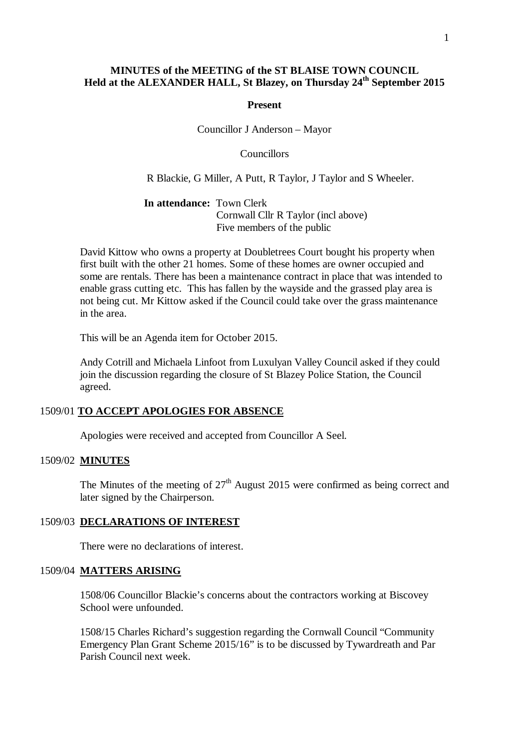# MINUTES of the MEETING of the ST BLAISE TOWN COUNCIL
## Held at the ALEXANDER HALL, St Blazey, on Thursday 24th September 2015

**Present**

Councillor J Anderson – Mayor

Councillors

R Blackie, G Miller, A Putt, R Taylor, J Taylor and S Wheeler.

**In attendance:** Town Clerk
Cornwall Cllr R Taylor (incl above)
Five members of the public

David Kittow who owns a property at Doubletrees Court bought his property when first built with the other 21 homes. Some of these homes are owner occupied and some are rentals. There has been a maintenance contract in place that was intended to enable grass cutting etc. This has fallen by the wayside and the grassed play area is not being cut. Mr Kittow asked if the Council could take over the grass maintenance in the area.

This will be an Agenda item for October 2015.

Andy Cotrill and Michaela Linfoot from Luxulyan Valley Council asked if they could join the discussion regarding the closure of St Blazey Police Station, the Council agreed.

### 1509/01 TO ACCEPT APOLOGIES FOR ABSENCE

Apologies were received and accepted from Councillor A Seel.

### 1509/02 MINUTES

The Minutes of the meeting of 27th August 2015 were confirmed as being correct and later signed by the Chairperson.

### 1509/03 DECLARATIONS OF INTEREST

There were no declarations of interest.

### 1509/04 MATTERS ARISING

1508/06 Councillor Blackie's concerns about the contractors working at Biscovey School were unfounded.

1508/15 Charles Richard's suggestion regarding the Cornwall Council "Community Emergency Plan Grant Scheme 2015/16" is to be discussed by Tywardreath and Par Parish Council next week.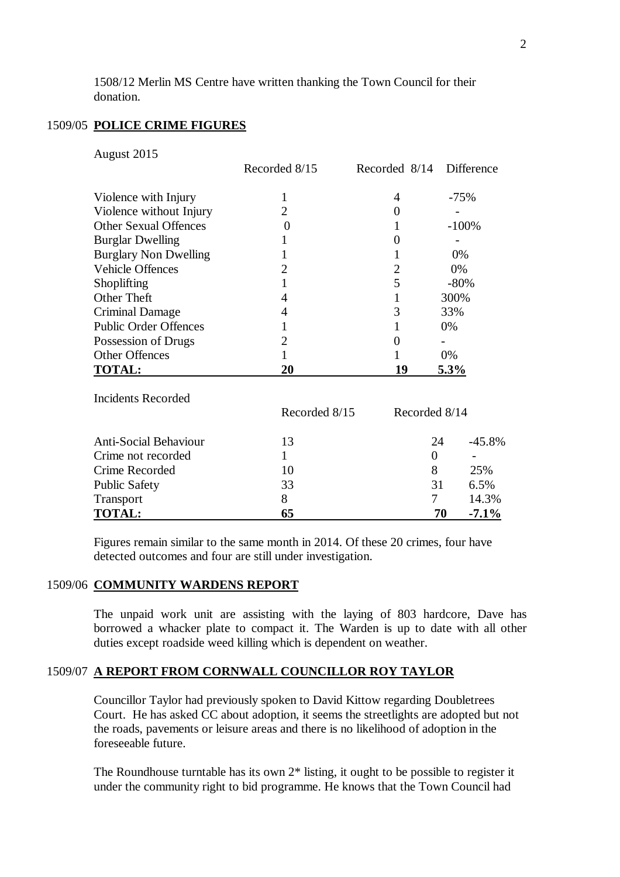1508/12 Merlin MS Centre have written thanking the Town Council for their donation.

## 1509/05 POLICE CRIME FIGURES

August 2015

| | Recorded 8/15 | Recorded 8/14 | Difference |
|---|---|---|---|
| Violence with Injury | 1 | 4 | -75% |
| Violence without Injury | 2 | 0 | - |
| Other Sexual Offences | 0 | 1 | -100% |
| Burglar Dwelling | 1 | 0 | - |
| Burglary Non Dwelling | 1 | 1 | 0% |
| Vehicle Offences | 2 | 2 | 0% |
| Shoplifting | 1 | 5 | -80% |
| Other Theft | 4 | 1 | 300% |
| Criminal Damage | 4 | 3 | 33% |
| Public Order Offences | 1 | 1 | 0% |
| Possession of Drugs | 2 | 0 | - |
| Other Offences | 1 | 1 | 0% |
| **TOTAL:** | **20** | **19** | **5.3%** |

Incidents Recorded

| | Recorded 8/15 | Recorded 8/14 | |
|---|---|---|---|
| Anti-Social Behaviour | 13 | 24 | -45.8% |
| Crime not recorded | 1 | 0 | - |
| Crime Recorded | 10 | 8 | 25% |
| Public Safety | 33 | 31 | 6.5% |
| Transport | 8 | 7 | 14.3% |
| **TOTAL:** | **65** | **70** | **-7.1%** |

Figures remain similar to the same month in 2014. Of these 20 crimes, four have detected outcomes and four are still under investigation.

## 1509/06 COMMUNITY WARDENS REPORT

The unpaid work unit are assisting with the laying of 803 hardcore, Dave has borrowed a whacker plate to compact it. The Warden is up to date with all other duties except roadside weed killing which is dependent on weather.

## 1509/07 A REPORT FROM CORNWALL COUNCILLOR ROY TAYLOR

Councillor Taylor had previously spoken to David Kittow regarding Doubletrees Court. He has asked CC about adoption, it seems the streetlights are adopted but not the roads, pavements or leisure areas and there is no likelihood of adoption in the foreseeable future.

The Roundhouse turntable has its own 2* listing, it ought to be possible to register it under the community right to bid programme. He knows that the Town Council had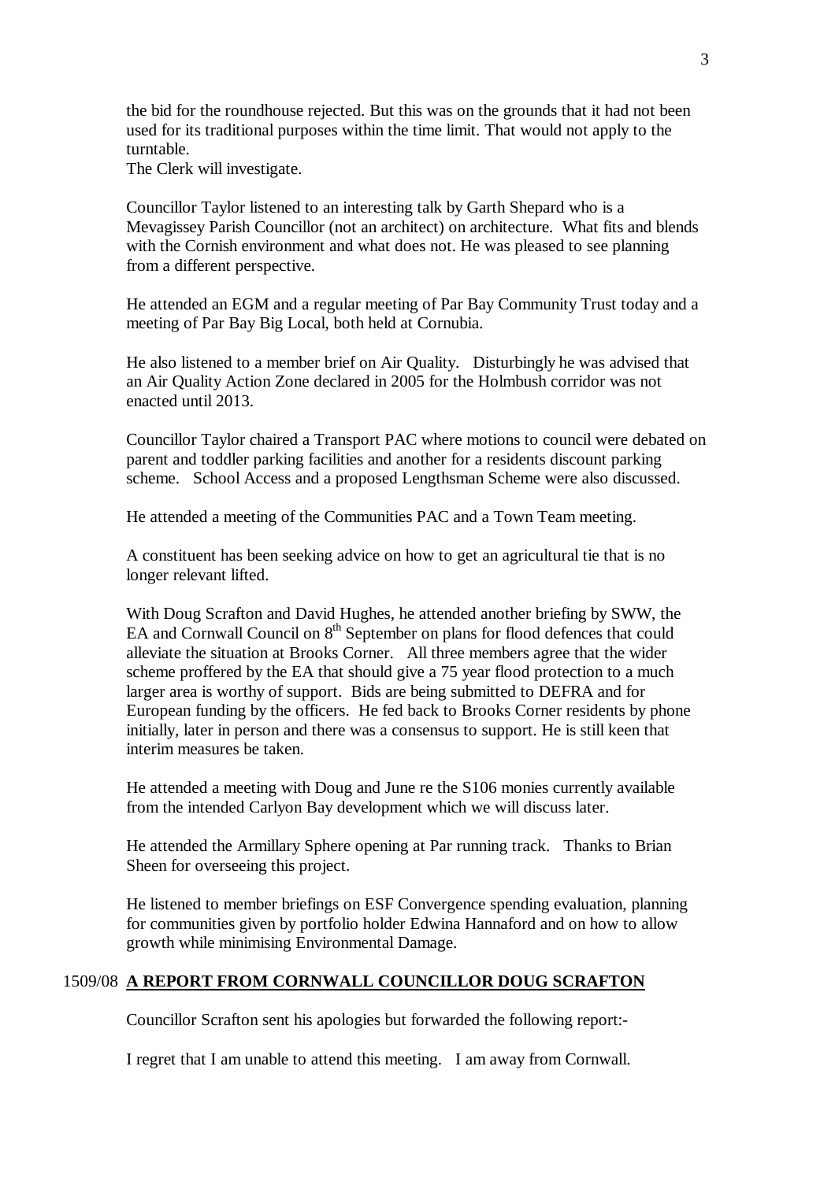the bid for the roundhouse rejected. But this was on the grounds that it had not been used for its traditional purposes within the time limit. That would not apply to the turntable.
The Clerk will investigate.

Councillor Taylor listened to an interesting talk by Garth Shepard who is a Mevagissey Parish Councillor (not an architect) on architecture. What fits and blends with the Cornish environment and what does not. He was pleased to see planning from a different perspective.

He attended an EGM and a regular meeting of Par Bay Community Trust today and a meeting of Par Bay Big Local, both held at Cornubia.

He also listened to a member brief on Air Quality. Disturbingly he was advised that an Air Quality Action Zone declared in 2005 for the Holmbush corridor was not enacted until 2013.

Councillor Taylor chaired a Transport PAC where motions to council were debated on parent and toddler parking facilities and another for a residents discount parking scheme. School Access and a proposed Lengthsman Scheme were also discussed.

He attended a meeting of the Communities PAC and a Town Team meeting.

A constituent has been seeking advice on how to get an agricultural tie that is no longer relevant lifted.

With Doug Scrafton and David Hughes, he attended another briefing by SWW, the EA and Cornwall Council on 8th September on plans for flood defences that could alleviate the situation at Brooks Corner. All three members agree that the wider scheme proffered by the EA that should give a 75 year flood protection to a much larger area is worthy of support. Bids are being submitted to DEFRA and for European funding by the officers. He fed back to Brooks Corner residents by phone initially, later in person and there was a consensus to support. He is still keen that interim measures be taken.

He attended a meeting with Doug and June re the S106 monies currently available from the intended Carlyon Bay development which we will discuss later.

He attended the Armillary Sphere opening at Par running track. Thanks to Brian Sheen for overseeing this project.

He listened to member briefings on ESF Convergence spending evaluation, planning for communities given by portfolio holder Edwina Hannaford and on how to allow growth while minimising Environmental Damage.

## 1509/08 A REPORT FROM CORNWALL COUNCILLOR DOUG SCRAFTON

Councillor Scrafton sent his apologies but forwarded the following report:-

I regret that I am unable to attend this meeting. I am away from Cornwall.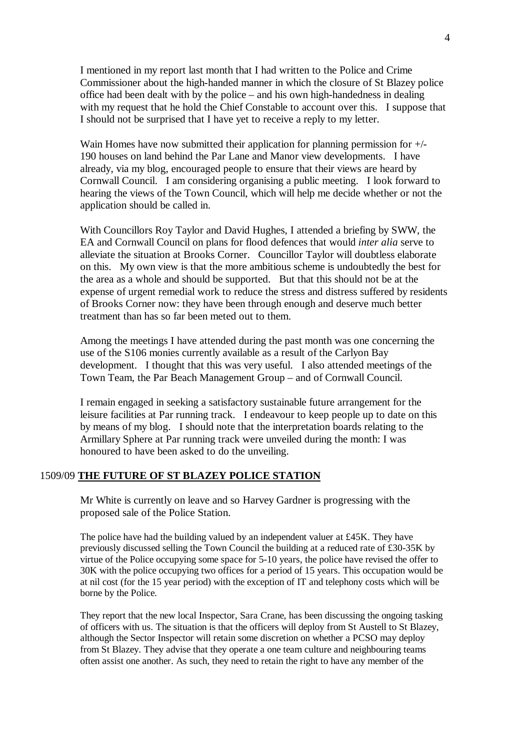I mentioned in my report last month that I had written to the Police and Crime Commissioner about the high-handed manner in which the closure of St Blazey police office had been dealt with by the police – and his own high-handedness in dealing with my request that he hold the Chief Constable to account over this. I suppose that I should not be surprised that I have yet to receive a reply to my letter.

Wain Homes have now submitted their application for planning permission for +/- 190 houses on land behind the Par Lane and Manor view developments. I have already, via my blog, encouraged people to ensure that their views are heard by Cornwall Council. I am considering organising a public meeting. I look forward to hearing the views of the Town Council, which will help me decide whether or not the application should be called in.

With Councillors Roy Taylor and David Hughes, I attended a briefing by SWW, the EA and Cornwall Council on plans for flood defences that would *inter alia* serve to alleviate the situation at Brooks Corner. Councillor Taylor will doubtless elaborate on this. My own view is that the more ambitious scheme is undoubtedly the best for the area as a whole and should be supported. But that this should not be at the expense of urgent remedial work to reduce the stress and distress suffered by residents of Brooks Corner now: they have been through enough and deserve much better treatment than has so far been meted out to them.

Among the meetings I have attended during the past month was one concerning the use of the S106 monies currently available as a result of the Carlyon Bay development. I thought that this was very useful. I also attended meetings of the Town Team, the Par Beach Management Group – and of Cornwall Council.

I remain engaged in seeking a satisfactory sustainable future arrangement for the leisure facilities at Par running track. I endeavour to keep people up to date on this by means of my blog. I should note that the interpretation boards relating to the Armillary Sphere at Par running track were unveiled during the month: I was honoured to have been asked to do the unveiling.

1509/09 **THE FUTURE OF ST BLAZEY POLICE STATION**

Mr White is currently on leave and so Harvey Gardner is progressing with the proposed sale of the Police Station.

The police have had the building valued by an independent valuer at £45K. They have previously discussed selling the Town Council the building at a reduced rate of £30-35K by virtue of the Police occupying some space for 5-10 years, the police have revised the offer to 30K with the police occupying two offices for a period of 15 years. This occupation would be at nil cost (for the 15 year period) with the exception of IT and telephony costs which will be borne by the Police.

They report that the new local Inspector, Sara Crane, has been discussing the ongoing tasking of officers with us. The situation is that the officers will deploy from St Austell to St Blazey, although the Sector Inspector will retain some discretion on whether a PCSO may deploy from St Blazey. They advise that they operate a one team culture and neighbouring teams often assist one another. As such, they need to retain the right to have any member of the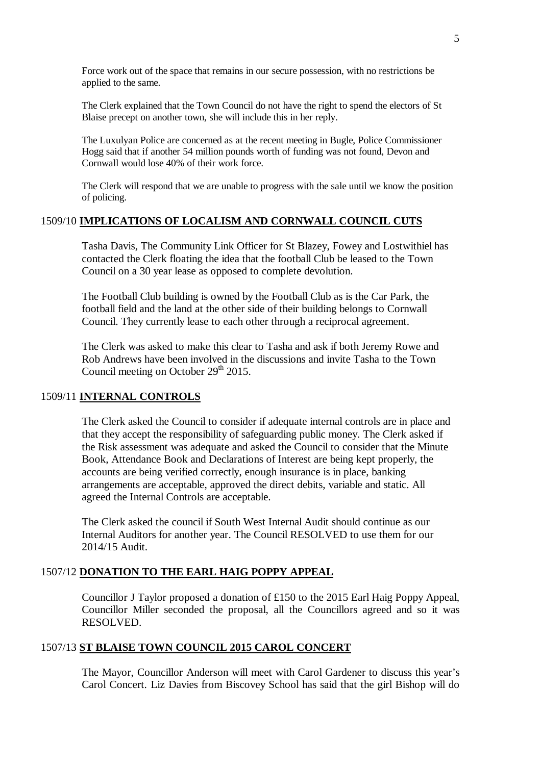Force work out of the space that remains in our secure possession, with no restrictions be applied to the same.

The Clerk explained that the Town Council do not have the right to spend the electors of St Blaise precept on another town, she will include this in her reply.

The Luxulyan Police are concerned as at the recent meeting in Bugle, Police Commissioner Hogg said that if another 54 million pounds worth of funding was not found, Devon and Cornwall would lose 40% of their work force.

The Clerk will respond that we are unable to progress with the sale until we know the position of policing.

1509/10 **IMPLICATIONS OF LOCALISM AND CORNWALL COUNCIL CUTS**

Tasha Davis, The Community Link Officer for St Blazey, Fowey and Lostwithiel has contacted the Clerk floating the idea that the football Club be leased to the Town Council on a 30 year lease as opposed to complete devolution.

The Football Club building is owned by the Football Club as is the Car Park, the football field and the land at the other side of their building belongs to Cornwall Council. They currently lease to each other through a reciprocal agreement.

The Clerk was asked to make this clear to Tasha and ask if both Jeremy Rowe and Rob Andrews have been involved in the discussions and invite Tasha to the Town Council meeting on October 29th 2015.

1509/11 **INTERNAL CONTROLS**

The Clerk asked the Council to consider if adequate internal controls are in place and that they accept the responsibility of safeguarding public money. The Clerk asked if the Risk assessment was adequate and asked the Council to consider that the Minute Book, Attendance Book and Declarations of Interest are being kept properly, the accounts are being verified correctly, enough insurance is in place, banking arrangements are acceptable, approved the direct debits, variable and static. All agreed the Internal Controls are acceptable.

The Clerk asked the council if South West Internal Audit should continue as our Internal Auditors for another year. The Council RESOLVED to use them for our 2014/15 Audit.

1507/12 **DONATION TO THE EARL HAIG POPPY APPEAL**

Councillor J Taylor proposed a donation of £150 to the 2015 Earl Haig Poppy Appeal, Councillor Miller seconded the proposal, all the Councillors agreed and so it was RESOLVED.

1507/13 **ST BLAISE TOWN COUNCIL 2015 CAROL CONCERT**

The Mayor, Councillor Anderson will meet with Carol Gardener to discuss this year's Carol Concert. Liz Davies from Biscovey School has said that the girl Bishop will do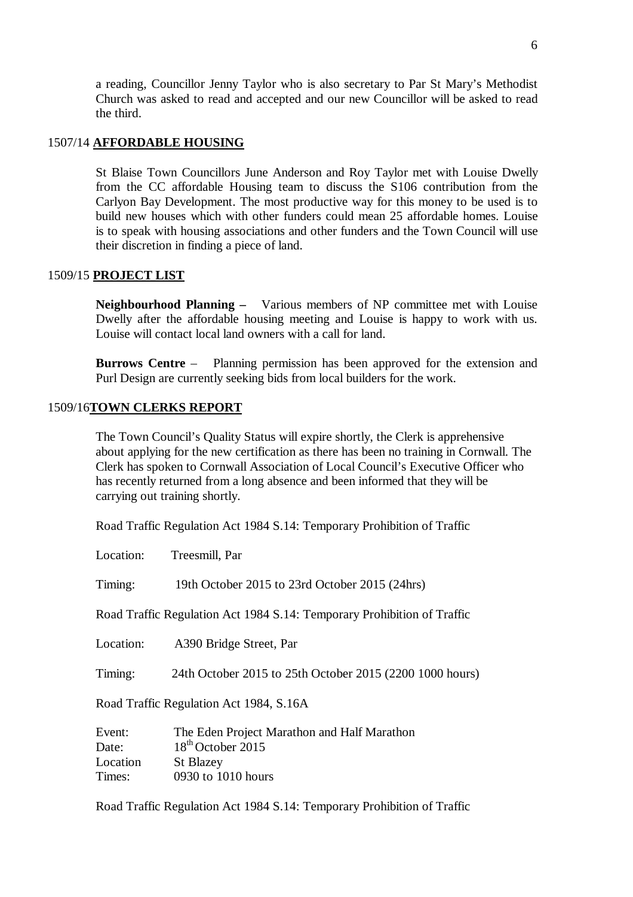a reading, Councillor Jenny Taylor who is also secretary to Par St Mary's Methodist Church was asked to read and accepted and our new Councillor will be asked to read the third.

1507/14 **AFFORDABLE HOUSING**

St Blaise Town Councillors June Anderson and Roy Taylor met with Louise Dwelly from the CC affordable Housing team to discuss the S106 contribution from the Carlyon Bay Development. The most productive way for this money to be used is to build new houses which with other funders could mean 25 affordable homes. Louise is to speak with housing associations and other funders and the Town Council will use their discretion in finding a piece of land.

1509/15 **PROJECT LIST**

**Neighbourhood Planning –** Various members of NP committee met with Louise Dwelly after the affordable housing meeting and Louise is happy to work with us. Louise will contact local land owners with a call for land.

**Burrows Centre** – Planning permission has been approved for the extension and Purl Design are currently seeking bids from local builders for the work.

1509/16**TOWN CLERKS REPORT**

The Town Council's Quality Status will expire shortly, the Clerk is apprehensive about applying for the new certification as there has been no training in Cornwall. The Clerk has spoken to Cornwall Association of Local Council's Executive Officer who has recently returned from a long absence and been informed that they will be carrying out training shortly.

Road Traffic Regulation Act 1984 S.14: Temporary Prohibition of Traffic

Location: Treesmill, Par

Timing: 19th October 2015 to 23rd October 2015 (24hrs)

Road Traffic Regulation Act 1984 S.14: Temporary Prohibition of Traffic

Location: A390 Bridge Street, Par

Timing: 24th October 2015 to 25th October 2015 (2200 1000 hours)

Road Traffic Regulation Act 1984, S.16A

Event: The Eden Project Marathon and Half Marathon
Date: 18th October 2015
Location St Blazey
Times: 0930 to 1010 hours

Road Traffic Regulation Act 1984 S.14: Temporary Prohibition of Traffic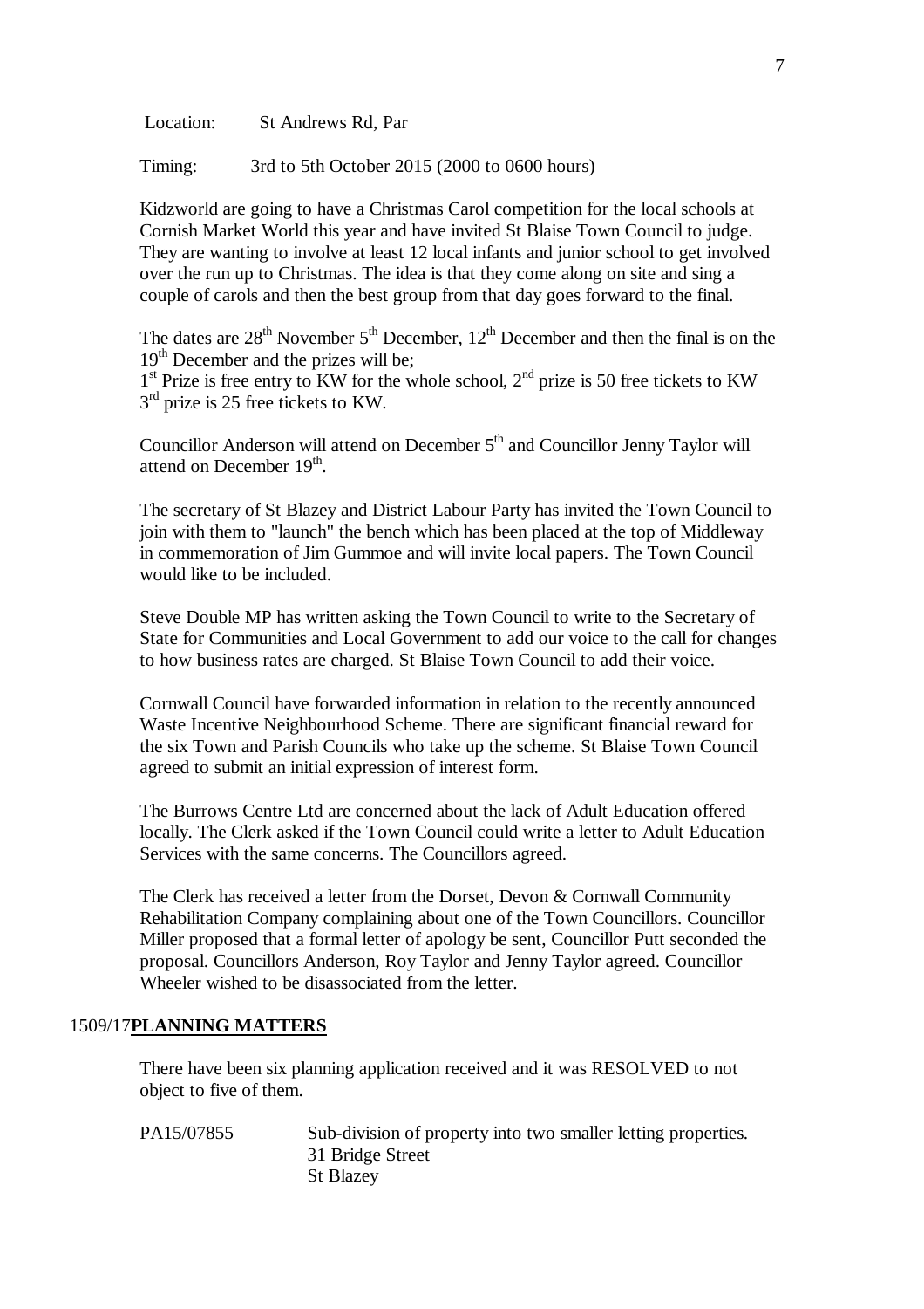Location: St Andrews Rd, Par

Timing: 3rd to 5th October 2015 (2000 to 0600 hours)

Kidzworld are going to have a Christmas Carol competition for the local schools at Cornish Market World this year and have invited St Blaise Town Council to judge. They are wanting to involve at least 12 local infants and junior school to get involved over the run up to Christmas. The idea is that they come along on site and sing a couple of carols and then the best group from that day goes forward to the final.

The dates are 28th November 5th December, 12th December and then the final is on the 19th December and the prizes will be;
1st Prize is free entry to KW for the whole school, 2nd prize is 50 free tickets to KW 3rd prize is 25 free tickets to KW.

Councillor Anderson will attend on December 5th and Councillor Jenny Taylor will attend on December 19th.

The secretary of St Blazey and District Labour Party has invited the Town Council to join with them to "launch" the bench which has been placed at the top of Middleway in commemoration of Jim Gummoe and will invite local papers. The Town Council would like to be included.

Steve Double MP has written asking the Town Council to write to the Secretary of State for Communities and Local Government to add our voice to the call for changes to how business rates are charged. St Blaise Town Council to add their voice.

Cornwall Council have forwarded information in relation to the recently announced Waste Incentive Neighbourhood Scheme. There are significant financial reward for the six Town and Parish Councils who take up the scheme. St Blaise Town Council agreed to submit an initial expression of interest form.

The Burrows Centre Ltd are concerned about the lack of Adult Education offered locally. The Clerk asked if the Town Council could write a letter to Adult Education Services with the same concerns. The Councillors agreed.

The Clerk has received a letter from the Dorset, Devon & Cornwall Community Rehabilitation Company complaining about one of the Town Councillors. Councillor Miller proposed that a formal letter of apology be sent, Councillor Putt seconded the proposal. Councillors Anderson, Roy Taylor and Jenny Taylor agreed. Councillor Wheeler wished to be disassociated from the letter.

## 1509/17 **PLANNING MATTERS**

There have been six planning application received and it was RESOLVED to not object to five of them.

PA15/07855 Sub-division of property into two smaller letting properties.
31 Bridge Street
St Blazey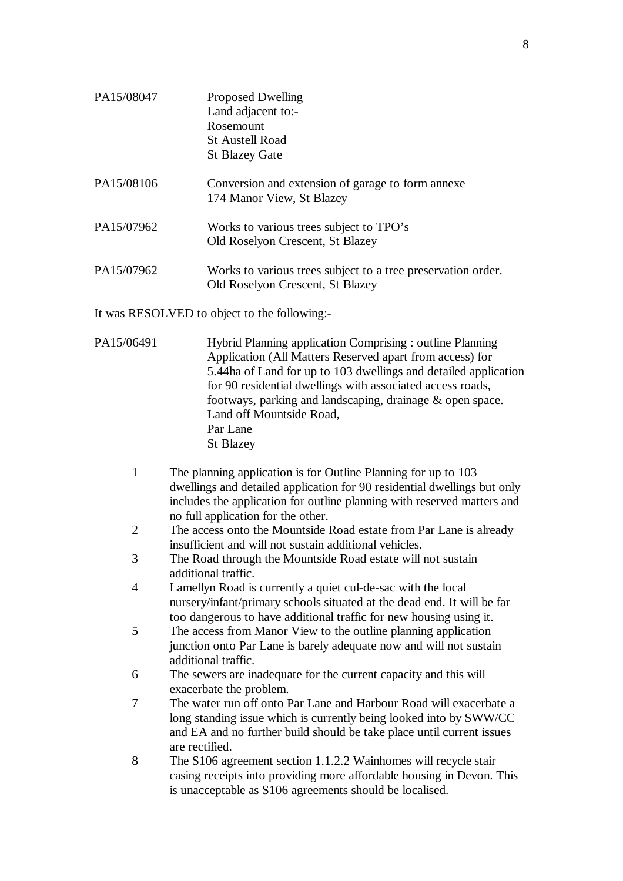PA15/08047 Proposed Dwelling
Land adjacent to:-
Rosemount
St Austell Road
St Blazey Gate

PA15/08106 Conversion and extension of garage to form annexe
174 Manor View, St Blazey

PA15/07962 Works to various trees subject to TPO's
Old Roselyon Crescent, St Blazey

PA15/07962 Works to various trees subject to a tree preservation order.
Old Roselyon Crescent, St Blazey

It was RESOLVED to object to the following:-

PA15/06491 Hybrid Planning application Comprising : outline Planning Application (All Matters Reserved apart from access) for 5.44ha of Land for up to 103 dwellings and detailed application for 90 residential dwellings with associated access roads, footways, parking and landscaping, drainage & open space.
Land off Mountside Road,
Par Lane
St Blazey

1. The planning application is for Outline Planning for up to 103 dwellings and detailed application for 90 residential dwellings but only includes the application for outline planning with reserved matters and no full application for the other.
2. The access onto the Mountside Road estate from Par Lane is already insufficient and will not sustain additional vehicles.
3. The Road through the Mountside Road estate will not sustain additional traffic.
4. Lamellyn Road is currently a quiet cul-de-sac with the local nursery/infant/primary schools situated at the dead end. It will be far too dangerous to have additional traffic for new housing using it.
5. The access from Manor View to the outline planning application junction onto Par Lane is barely adequate now and will not sustain additional traffic.
6. The sewers are inadequate for the current capacity and this will exacerbate the problem.
7. The water run off onto Par Lane and Harbour Road will exacerbate a long standing issue which is currently being looked into by SWW/CC and EA and no further build should be take place until current issues are rectified.
8. The S106 agreement section 1.1.2.2 Wainhomes will recycle stair casing receipts into providing more affordable housing in Devon. This is unacceptable as S106 agreements should be localised.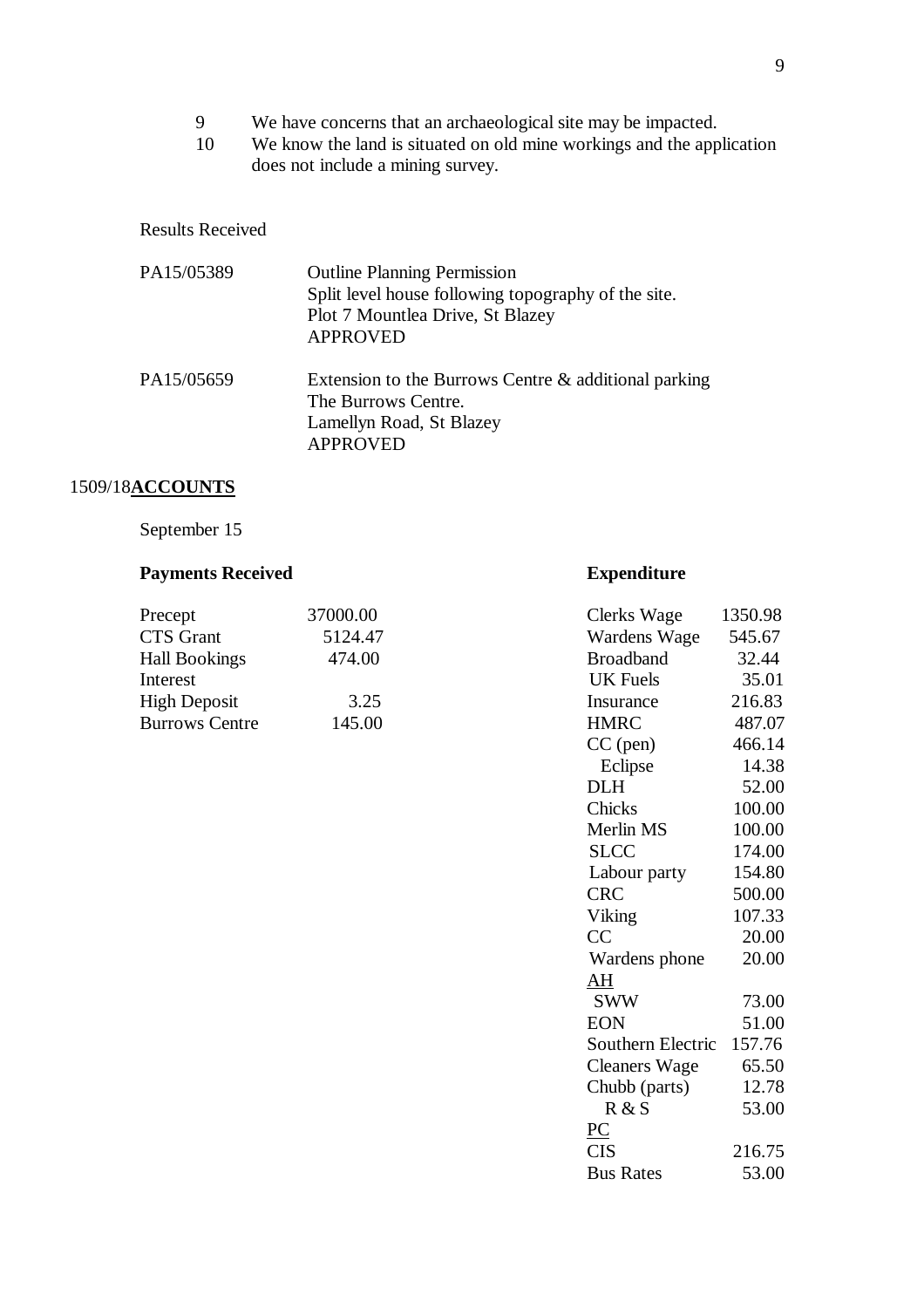9. We have concerns that an archaeological site may be impacted.
10. We know the land is situated on old mine workings and the application does not include a mining survey.

Results Received

| | |
|---|---|
| PA15/05389 | Outline Planning Permission<br>Split level house following topography of the site.<br>Plot 7 Mountlea Drive, St Blazey<br>APPROVED |
| PA15/05659 | Extension to the Burrows Centre & additional parking<br>The Burrows Centre.<br>Lamellyn Road, St Blazey<br>APPROVED |

1509/18**<u>ACCOUNTS</u>**

September 15

**Payments Received**

| | |
|---|---|
| Precept | 37000.00 |
| CTS Grant | 5124.47 |
| Hall Bookings | 474.00 |
| Interest | |
| High Deposit | 3.25 |
| Burrows Centre | 145.00 |

**Expenditure**

| | |
|---|---|
| Clerks Wage | 1350.98 |
| Wardens Wage | 545.67 |
| Broadband | 32.44 |
| UK Fuels | 35.01 |
| Insurance | 216.83 |
| HMRC | 487.07 |
| CC (pen) | 466.14 |
| Eclipse | 14.38 |
| DLH | 52.00 |
| Chicks | 100.00 |
| Merlin MS | 100.00 |
| SLCC | 174.00 |
| Labour party | 154.80 |
| CRC | 500.00 |
| Viking | 107.33 |
| CC | 20.00 |
| Wardens phone | 20.00 |
| <u>AH</u> | |
| SWW | 73.00 |
| EON | 51.00 |
| Southern Electric | 157.76 |
| Cleaners Wage | 65.50 |
| Chubb (parts) | 12.78 |
| R & S | 53.00 |
| <u>PC</u> | |
| CIS | 216.75 |
| Bus Rates | 53.00 |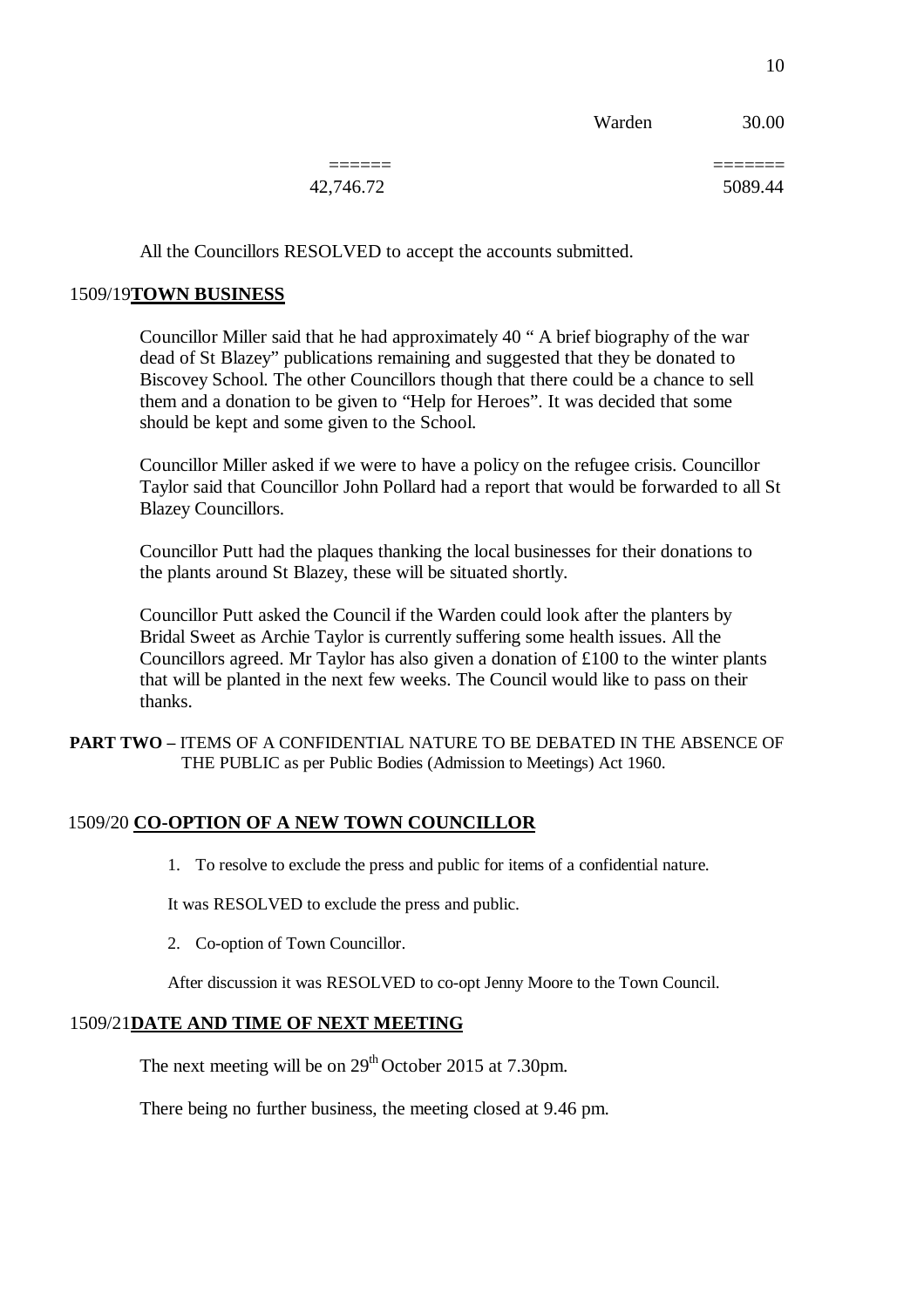| | | |
|---|---|---|
| | Warden | 30.00 |
| ====== | | ======= |
| 42,746.72 | | 5089.44 |

All the Councillors RESOLVED to accept the accounts submitted.

1509/19**TOWN BUSINESS**

Councillor Miller said that he had approximately 40 " A brief biography of the war dead of St Blazey" publications remaining and suggested that they be donated to Biscovey School. The other Councillors though that there could be a chance to sell them and a donation to be given to "Help for Heroes". It was decided that some should be kept and some given to the School.

Councillor Miller asked if we were to have a policy on the refugee crisis. Councillor Taylor said that Councillor John Pollard had a report that would be forwarded to all St Blazey Councillors.

Councillor Putt had the plaques thanking the local businesses for their donations to the plants around St Blazey, these will be situated shortly.

Councillor Putt asked the Council if the Warden could look after the planters by Bridal Sweet as Archie Taylor is currently suffering some health issues. All the Councillors agreed. Mr Taylor has also given a donation of £100 to the winter plants that will be planted in the next few weeks. The Council would like to pass on their thanks.

**PART TWO –** ITEMS OF A CONFIDENTIAL NATURE TO BE DEBATED IN THE ABSENCE OF THE PUBLIC as per Public Bodies (Admission to Meetings) Act 1960.

1509/20 **CO-OPTION OF A NEW TOWN COUNCILLOR**

1. To resolve to exclude the press and public for items of a confidential nature.

It was RESOLVED to exclude the press and public.

2. Co-option of Town Councillor.

After discussion it was RESOLVED to co-opt Jenny Moore to the Town Council.

1509/21**DATE AND TIME OF NEXT MEETING**

The next meeting will be on 29th October 2015 at 7.30pm.

There being no further business, the meeting closed at 9.46 pm.